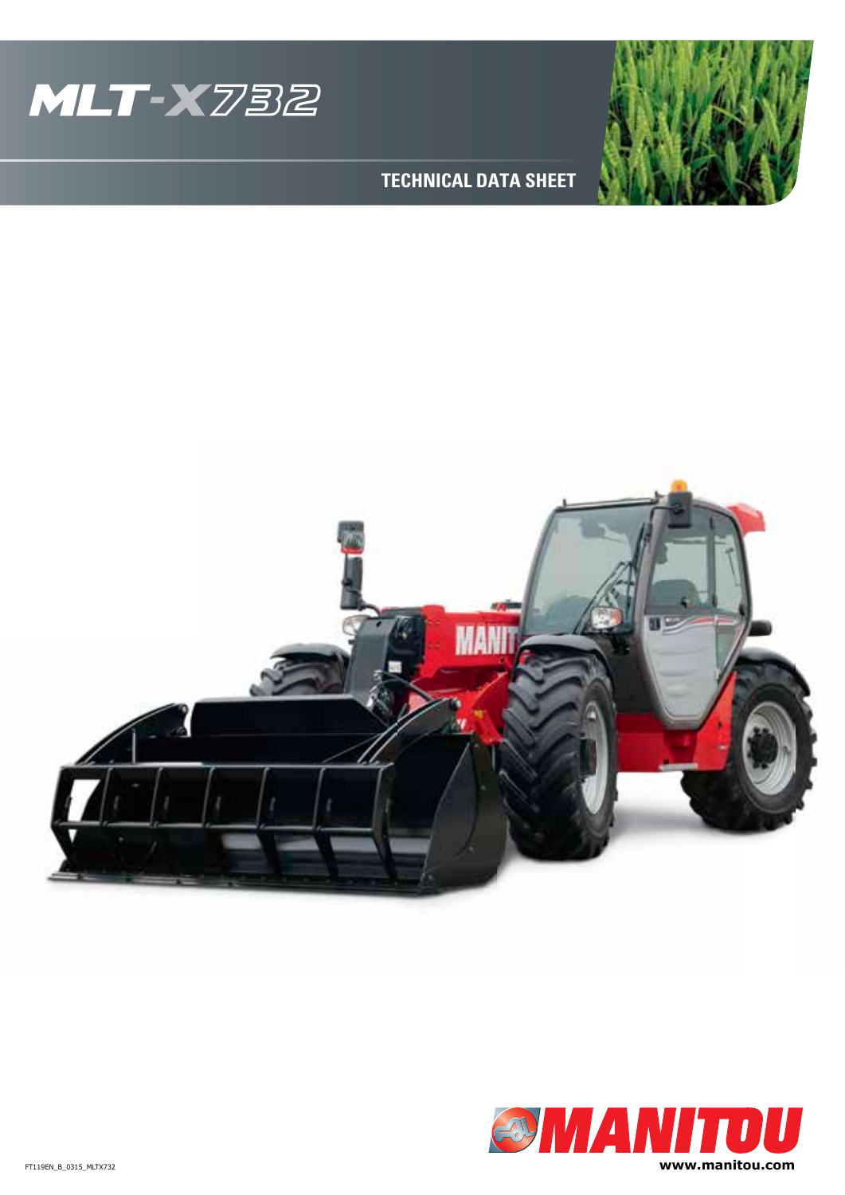# MLT-X732

## TECHNICAL DATA SHEET

FT119EN_B_0315_MLTX732

www.manitou.com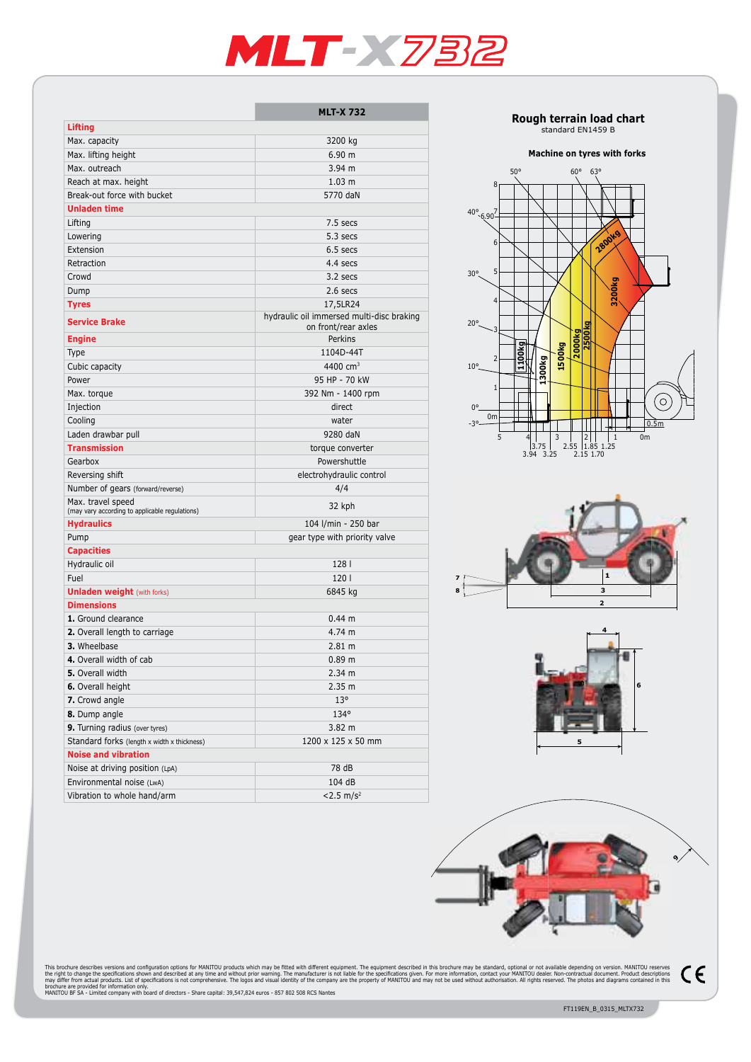# MLT-X732

| | MLT-X 732 |
|---|---|
| **Lifting** | |
| Max. capacity | 3200 kg |
| Max. lifting height | 6.90 m |
| Max. outreach | 3.94 m |
| Reach at max. height | 1.03 m |
| Break-out force with bucket | 5770 daN |
| **Unladen time** | |
| Lifting | 7.5 secs |
| Lowering | 5.3 secs |
| Extension | 6.5 secs |
| Retraction | 4.4 secs |
| Crowd | 3.2 secs |
| Dump | 2.6 secs |
| **Tyres** | 17,5LR24 |
| **Service Brake** | hydraulic oil immersed multi-disc braking on front/rear axles |
| **Engine** | Perkins |
| Type | 1104D-44T |
| Cubic capacity | 4400 cm³ |
| Power | 95 HP - 70 kW |
| Max. torque | 392 Nm - 1400 rpm |
| Injection | direct |
| Cooling | water |
| Laden drawbar pull | 9280 daN |
| **Transmission** | torque converter |
| Gearbox | Powershuttle |
| Reversing shift | electrohydraulic control |
| Number of gears (forward/reverse) | 4/4 |
| Max. travel speed (may vary according to applicable regulations) | 32 kph |
| **Hydraulics** | 104 l/min - 250 bar |
| Pump | gear type with priority valve |
| **Capacities** | |
| Hydraulic oil | 128 l |
| Fuel | 120 l |
| **Unladen weight** (with forks) | 6845 kg |
| **Dimensions** | |
| **1.** Ground clearance | 0.44 m |
| **2.** Overall length to carriage | 4.74 m |
| **3.** Wheelbase | 2.81 m |
| **4.** Overall width of cab | 0.89 m |
| **5.** Overall width | 2.34 m |
| **6.** Overall height | 2.35 m |
| **7.** Crowd angle | 13° |
| **8.** Dump angle | 134° |
| **9.** Turning radius (over tyres) | 3.82 m |
| Standard forks (length x width x thickness) | 1200 x 125 x 50 mm |
| **Noise and vibration** | |
| Noise at driving position (LpA) | 78 dB |
| Environmental noise (LwA) | 104 dB |
| Vibration to whole hand/arm | <2.5 m/s² |

## Rough terrain load chart

standard EN1459 B

**Machine on tyres with forks**

50° 60° 63°
40° 6.90 7
30°
20°
10°
0°
-3°
8 7 6 5 4 3 2 1 0m
1100kg 1300kg 1500kg 2000kg 2500kg 2800kg 3200kg
5 4 3 2 1 0m
3.75 2.55 1.85 1.25
3.94 3.25 2.15 1.70
0.5m

This brochure describes versions and configuration options for MANITOU products which may be fitted with different equipment. The equipment described in this brochure may be standard, optional or not available depending on version. MANITOU reserves the right to change the specifications shown and described at any time and without prior warning. The manufacturer is not liable for the specifications given. For more information, contact your MANITOU dealer. Non-contractual document. Product descriptions may differ from actual products. List of specifications is not comprehensive. The logos and visual identity of the company are the property of MANITOU and may not be used without authorisation. All rights reserved. The photos and diagrams contained in this brochure are provided for information only.
MANITOU BF SA - Limited company with board of directors - Share capital: 39,547,824 euros - 857 802 508 RCS Nantes

FT119EN_B_0315_MLTX732